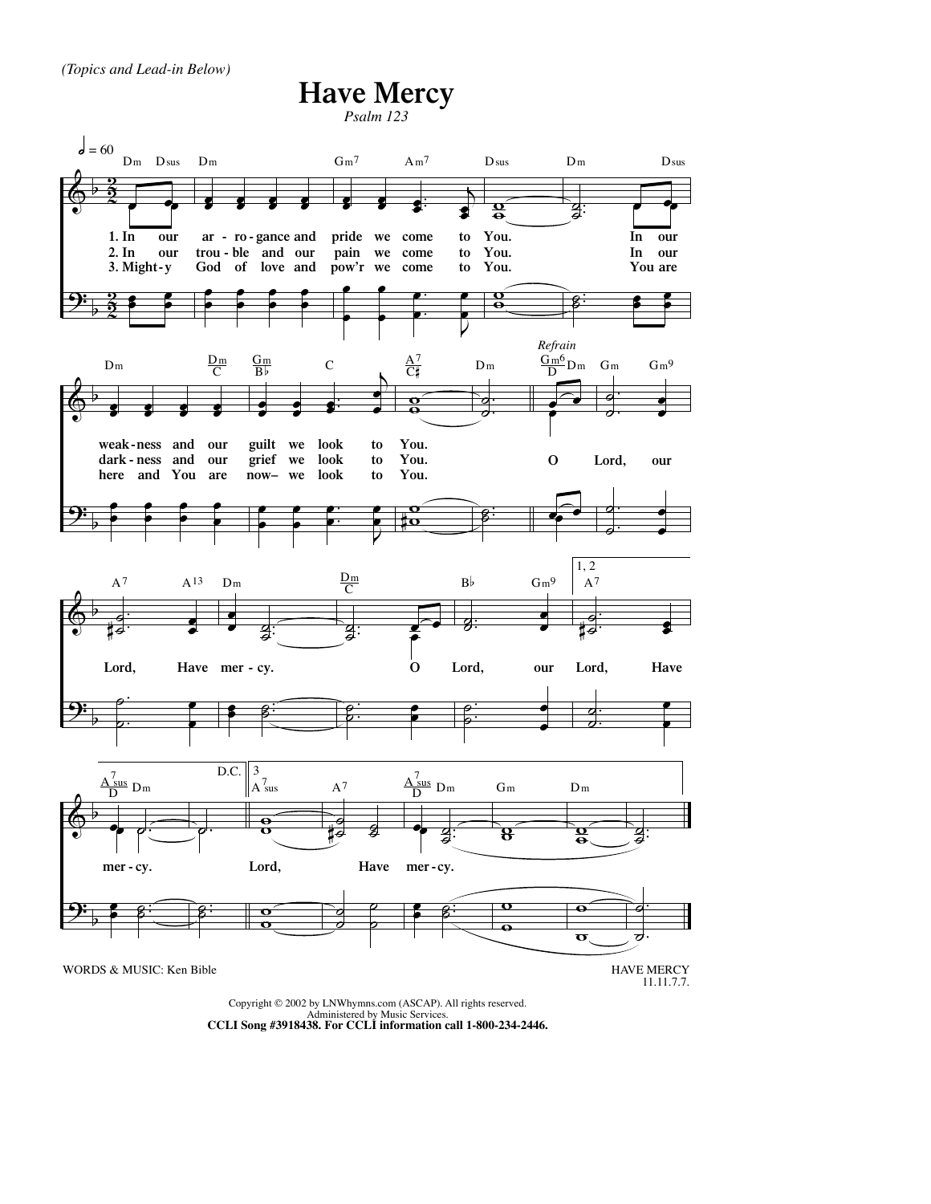*(Topics and Lead-in Below)*

# Have Mercy

*Psalm 123*

1. In our arrogance and pride we come to You. In our weakness and our guilt we look to You.
2. In our trouble and our pain we come to You. In our darkness and our grief we look to You.
3. Mighty God of love and pow'r we come to You. You are here and You are now– we look to You.

*Refrain*

O Lord, our Lord, Have mercy. O Lord, our Lord, Have mercy. Lord, Have mercy.

WORDS & MUSIC: Ken Bible

HAVE MERCY
11.11.7.7.

Copyright © 2002 by LNWhymns.com (ASCAP). All rights reserved.
Administered by Music Services.
**CCLI Song #3918438. For CCLI information call 1-800-234-2446.**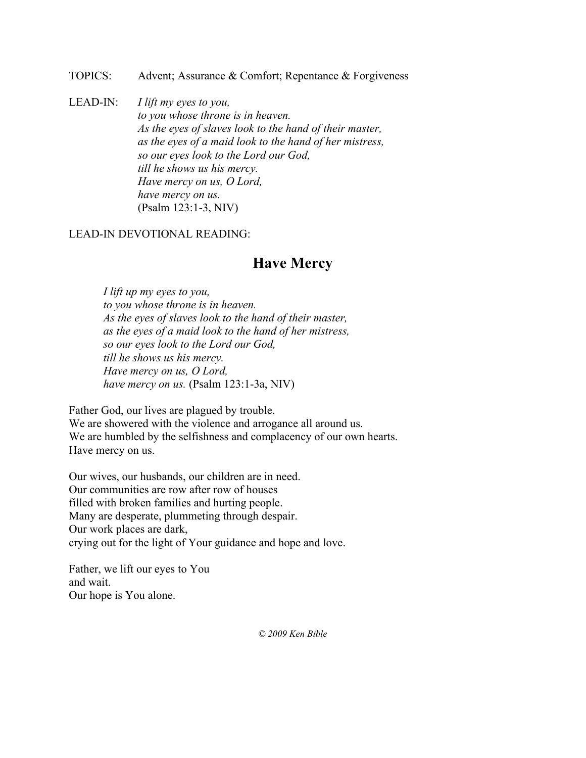TOPICS: Advent; Assurance & Comfort; Repentance & Forgiveness

LEAD-IN: *I lift my eyes to you,*
*to you whose throne is in heaven.*
*As the eyes of slaves look to the hand of their master,*
*as the eyes of a maid look to the hand of her mistress,*
*so our eyes look to the Lord our God,*
*till he shows us his mercy.*
*Have mercy on us, O Lord,*
*have mercy on us.*
(Psalm 123:1-3, NIV)

LEAD-IN DEVOTIONAL READING:

# Have Mercy

*I lift up my eyes to you,*
*to you whose throne is in heaven.*
*As the eyes of slaves look to the hand of their master,*
*as the eyes of a maid look to the hand of her mistress,*
*so our eyes look to the Lord our God,*
*till he shows us his mercy.*
*Have mercy on us, O Lord,*
*have mercy on us.* (Psalm 123:1-3a, NIV)

Father God, our lives are plagued by trouble.
We are showered with the violence and arrogance all around us.
We are humbled by the selfishness and complacency of our own hearts.
Have mercy on us.

Our wives, our husbands, our children are in need.
Our communities are row after row of houses
filled with broken families and hurting people.
Many are desperate, plummeting through despair.
Our work places are dark,
crying out for the light of Your guidance and hope and love.

Father, we lift our eyes to You
and wait.
Our hope is You alone.

*© 2009 Ken Bible*